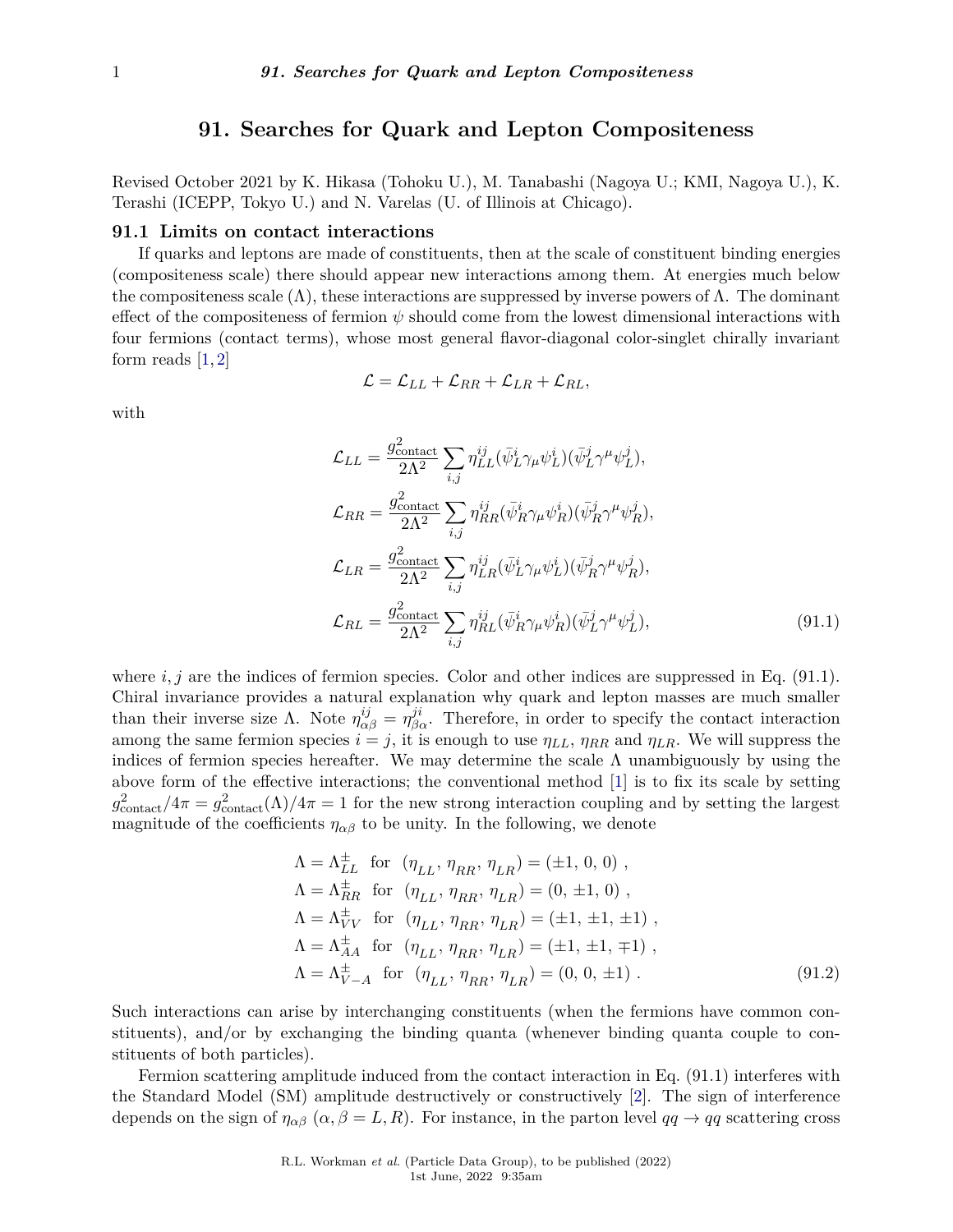# 91. Searches for Quark and Lepton Compositeness

Revised October 2021 by K. Hikasa (Tohoku U.), M. Tanabashi (Nagoya U.; KMI, Nagoya U.), K. Terashi (ICEPP, Tokyo U.) and N. Varelas (U. of Illinois at Chicago).

## 91.1 Limits on contact interactions

If quarks and leptons are made of constituents, then at the scale of constituent binding energies (compositeness scale) there should appear new interactions among them. At energies much below the compositeness scale ($\Lambda$), these interactions are suppressed by inverse powers of $\Lambda$. The dominant effect of the compositeness of fermion $\psi$ should come from the lowest dimensional interactions with four fermions (contact terms), whose most general flavor-diagonal color-singlet chirally invariant form reads [1, 2]

$$\mathcal{L} = \mathcal{L}_{LL} + \mathcal{L}_{RR} + \mathcal{L}_{LR} + \mathcal{L}_{RL},$$

with

$$\begin{aligned}
\mathcal{L}_{LL} &= \frac{g^2_{\text{contact}}}{2\Lambda^2} \sum_{i,j} \eta^{ij}_{LL} (\bar{\psi}^i_L \gamma_\mu \psi^i_L)(\bar{\psi}^j_L \gamma^\mu \psi^j_L), \\
\mathcal{L}_{RR} &= \frac{g^2_{\text{contact}}}{2\Lambda^2} \sum_{i,j} \eta^{ij}_{RR} (\bar{\psi}^i_R \gamma_\mu \psi^i_R)(\bar{\psi}^j_R \gamma^\mu \psi^j_R), \\
\mathcal{L}_{LR} &= \frac{g^2_{\text{contact}}}{2\Lambda^2} \sum_{i,j} \eta^{ij}_{LR} (\bar{\psi}^i_L \gamma_\mu \psi^i_L)(\bar{\psi}^j_R \gamma^\mu \psi^j_R), \\
\mathcal{L}_{RL} &= \frac{g^2_{\text{contact}}}{2\Lambda^2} \sum_{i,j} \eta^{ij}_{RL} (\bar{\psi}^i_R \gamma_\mu \psi^i_R)(\bar{\psi}^j_L \gamma^\mu \psi^j_L),
\end{aligned} \tag{91.1}$$

where $i, j$ are the indices of fermion species. Color and other indices are suppressed in Eq. (91.1). Chiral invariance provides a natural explanation why quark and lepton masses are much smaller than their inverse size $\Lambda$. Note $\eta^{ij}_{\alpha\beta} = \eta^{ji}_{\beta\alpha}$. Therefore, in order to specify the contact interaction among the same fermion species $i = j$, it is enough to use $\eta_{LL}$, $\eta_{RR}$ and $\eta_{LR}$. We will suppress the indices of fermion species hereafter. We may determine the scale $\Lambda$ unambiguously by using the above form of the effective interactions; the conventional method [1] is to fix its scale by setting $g^2_{\text{contact}}/4\pi = g^2_{\text{contact}}(\Lambda)/4\pi = 1$ for the new strong interaction coupling and by setting the largest magnitude of the coefficients $\eta_{\alpha\beta}$ to be unity. In the following, we denote

$$\begin{aligned}
\Lambda &= \Lambda^{\pm}_{LL} \quad \text{for} \quad (\eta_{LL}, \eta_{RR}, \eta_{LR}) = (\pm 1, 0, 0)\ , \\
\Lambda &= \Lambda^{\pm}_{RR} \quad \text{for} \quad (\eta_{LL}, \eta_{RR}, \eta_{LR}) = (0, \pm 1, 0)\ , \\
\Lambda &= \Lambda^{\pm}_{VV} \quad \text{for} \quad (\eta_{LL}, \eta_{RR}, \eta_{LR}) = (\pm 1, \pm 1, \pm 1)\ , \\
\Lambda &= \Lambda^{\pm}_{AA} \quad \text{for} \quad (\eta_{LL}, \eta_{RR}, \eta_{LR}) = (\pm 1, \pm 1, \mp 1)\ , \\
\Lambda &= \Lambda^{\pm}_{V-A} \quad \text{for} \quad (\eta_{LL}, \eta_{RR}, \eta_{LR}) = (0, 0, \pm 1)\ .
\end{aligned} \tag{91.2}$$

Such interactions can arise by interchanging constituents (when the fermions have common constituents), and/or by exchanging the binding quanta (whenever binding quanta couple to constituents of both particles).

Fermion scattering amplitude induced from the contact interaction in Eq. (91.1) interferes with the Standard Model (SM) amplitude destructively or constructively [2]. The sign of interference depends on the sign of $\eta_{\alpha\beta}$ ($\alpha, \beta = L, R$). For instance, in the parton level $qq \to qq$ scattering cross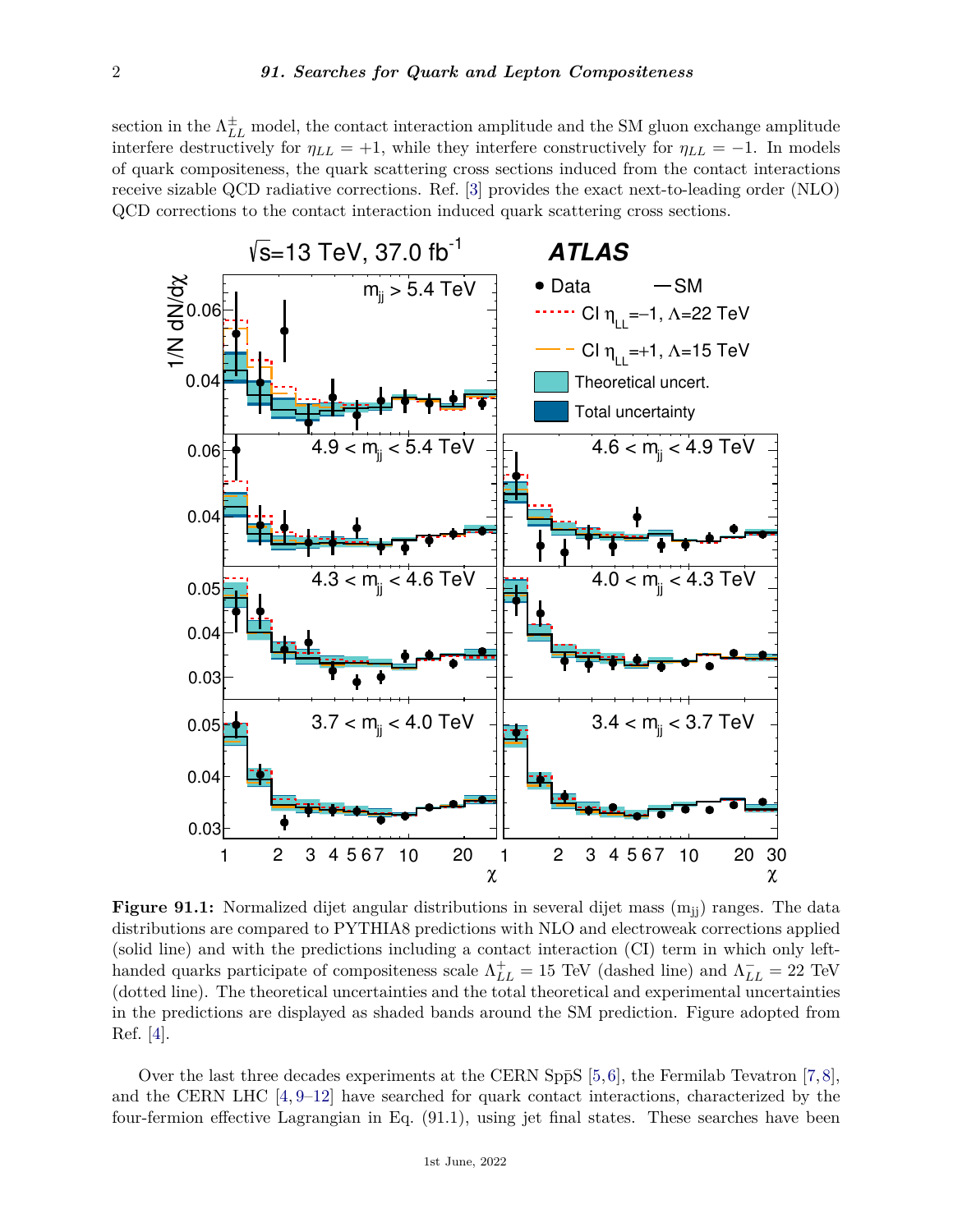section in the $\Lambda^{\pm}_{LL}$ model, the contact interaction amplitude and the SM gluon exchange amplitude interfere destructively for $\eta_{LL} = +1$, while they interfere constructively for $\eta_{LL} = -1$. In models of quark compositeness, the quark scattering cross sections induced from the contact interactions receive sizable QCD radiative corrections. Ref. [3] provides the exact next-to-leading order (NLO) QCD corrections to the contact interaction induced quark scattering cross sections.

**Figure 91.1:** Normalized dijet angular distributions in several dijet mass ($\mathrm{m_{jj}}$) ranges. The data distributions are compared to PYTHIA8 predictions with NLO and electroweak corrections applied (solid line) and with the predictions including a contact interaction (CI) term in which only left-handed quarks participate of compositeness scale $\Lambda^{+}_{LL} = 15$ TeV (dashed line) and $\Lambda^{-}_{LL} = 22$ TeV (dotted line). The theoretical uncertainties and the total theoretical and experimental uncertainties in the predictions are displayed as shaded bands around the SM prediction. Figure adopted from Ref. [4].

Over the last three decades experiments at the CERN $\mathrm{Sp\bar{p}S}$ [5,6], the Fermilab Tevatron [7,8], and the CERN LHC [4, 9–12] have searched for quark contact interactions, characterized by the four-fermion effective Lagrangian in Eq. (91.1), using jet final states. These searches have been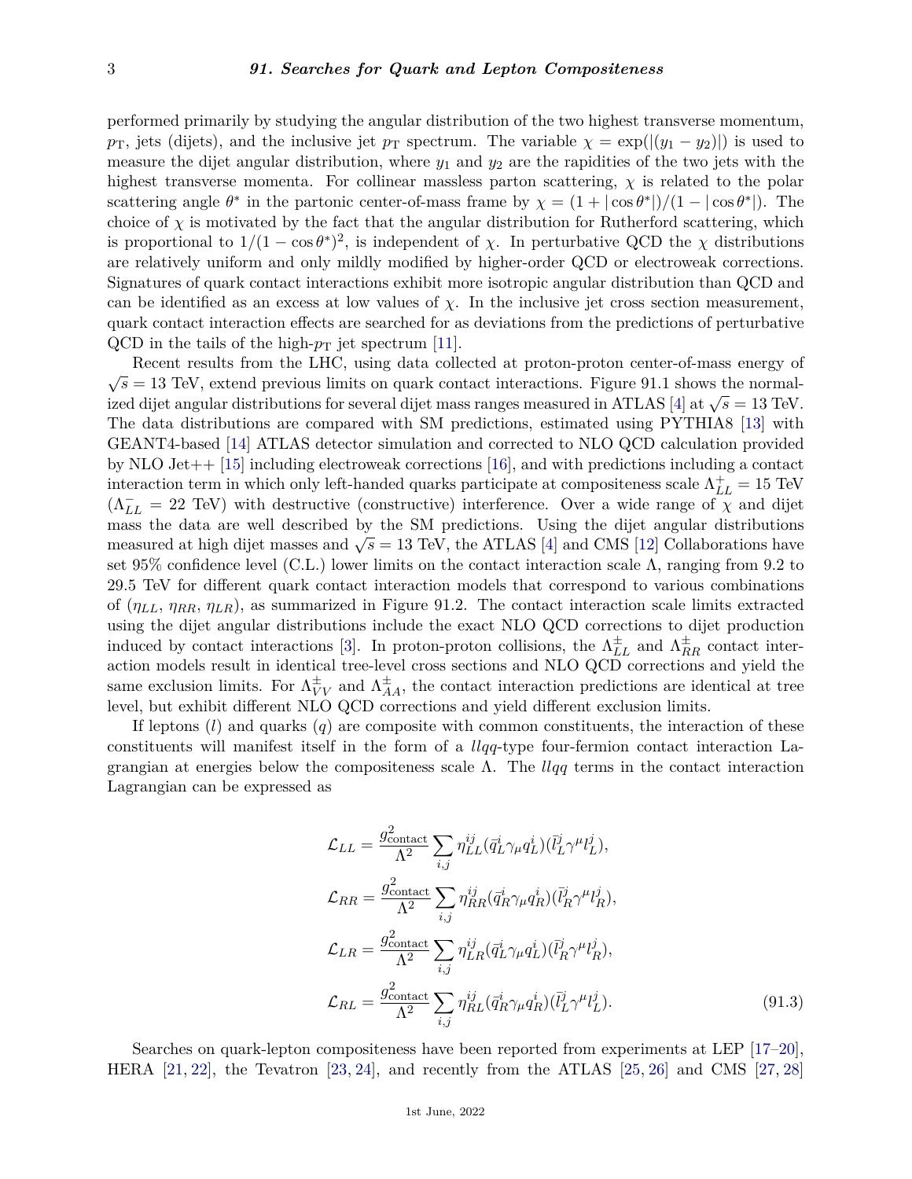performed primarily by studying the angular distribution of the two highest transverse momentum, $p_{\mathrm{T}}$, jets (dijets), and the inclusive jet $p_{\mathrm{T}}$ spectrum. The variable $\chi = \exp(|(y_1 - y_2)|)$ is used to measure the dijet angular distribution, where $y_1$ and $y_2$ are the rapidities of the two jets with the highest transverse momenta. For collinear massless parton scattering, $\chi$ is related to the polar scattering angle $\theta^*$ in the partonic center-of-mass frame by $\chi = (1 + |\cos\theta^*|)/(1 - |\cos\theta^*|)$. The choice of $\chi$ is motivated by the fact that the angular distribution for Rutherford scattering, which is proportional to $1/(1 - \cos\theta^*)^2$, is independent of $\chi$. In perturbative QCD the $\chi$ distributions are relatively uniform and only mildly modified by higher-order QCD or electroweak corrections. Signatures of quark contact interactions exhibit more isotropic angular distribution than QCD and can be identified as an excess at low values of $\chi$. In the inclusive jet cross section measurement, quark contact interaction effects are searched for as deviations from the predictions of perturbative QCD in the tails of the high-$p_{\mathrm{T}}$ jet spectrum [11].

Recent results from the LHC, using data collected at proton-proton center-of-mass energy of $\sqrt{s} = 13$ TeV, extend previous limits on quark contact interactions. Figure 91.1 shows the normalized dijet angular distributions for several dijet mass ranges measured in ATLAS [4] at $\sqrt{s} = 13$ TeV. The data distributions are compared with SM predictions, estimated using PYTHIA8 [13] with GEANT4-based [14] ATLAS detector simulation and corrected to NLO QCD calculation provided by NLO Jet++ [15] including electroweak corrections [16], and with predictions including a contact interaction term in which only left-handed quarks participate at compositeness scale $\Lambda^+_{LL} = 15$ TeV ($\Lambda^-_{LL} = 22$ TeV) with destructive (constructive) interference. Over a wide range of $\chi$ and dijet mass the data are well described by the SM predictions. Using the dijet angular distributions measured at high dijet masses and $\sqrt{s} = 13$ TeV, the ATLAS [4] and CMS [12] Collaborations have set 95% confidence level (C.L.) lower limits on the contact interaction scale $\Lambda$, ranging from 9.2 to 29.5 TeV for different quark contact interaction models that correspond to various combinations of ($\eta_{LL}$, $\eta_{RR}$, $\eta_{LR}$), as summarized in Figure 91.2. The contact interaction scale limits extracted using the dijet angular distributions include the exact NLO QCD corrections to dijet production induced by contact interactions [3]. In proton-proton collisions, the $\Lambda^\pm_{LL}$ and $\Lambda^\pm_{RR}$ contact interaction models result in identical tree-level cross sections and NLO QCD corrections and yield the same exclusion limits. For $\Lambda^\pm_{VV}$ and $\Lambda^\pm_{AA}$, the contact interaction predictions are identical at tree level, but exhibit different NLO QCD corrections and yield different exclusion limits.

If leptons ($l$) and quarks ($q$) are composite with common constituents, the interaction of these constituents will manifest itself in the form of a $llqq$-type four-fermion contact interaction Lagrangian at energies below the compositeness scale $\Lambda$. The $llqq$ terms in the contact interaction Lagrangian can be expressed as

$$
\begin{aligned}
\mathcal{L}_{LL} &= \frac{g^2_{\text{contact}}}{\Lambda^2} \sum_{i,j} \eta^{ij}_{LL} (\bar{q}^i_L \gamma_\mu q^i_L)(\bar{l}^j_L \gamma^\mu l^j_L), \\
\mathcal{L}_{RR} &= \frac{g^2_{\text{contact}}}{\Lambda^2} \sum_{i,j} \eta^{ij}_{RR} (\bar{q}^i_R \gamma_\mu q^i_R)(\bar{l}^j_R \gamma^\mu l^j_R), \\
\mathcal{L}_{LR} &= \frac{g^2_{\text{contact}}}{\Lambda^2} \sum_{i,j} \eta^{ij}_{LR} (\bar{q}^i_L \gamma_\mu q^i_L)(\bar{l}^j_R \gamma^\mu l^j_R), \\
\mathcal{L}_{RL} &= \frac{g^2_{\text{contact}}}{\Lambda^2} \sum_{i,j} \eta^{ij}_{RL} (\bar{q}^i_R \gamma_\mu q^i_R)(\bar{l}^j_L \gamma^\mu l^j_L).
\end{aligned}
\tag{91.3}
$$

Searches on quark-lepton compositeness have been reported from experiments at LEP [17–20], HERA [21, 22], the Tevatron [23, 24], and recently from the ATLAS [25, 26] and CMS [27, 28]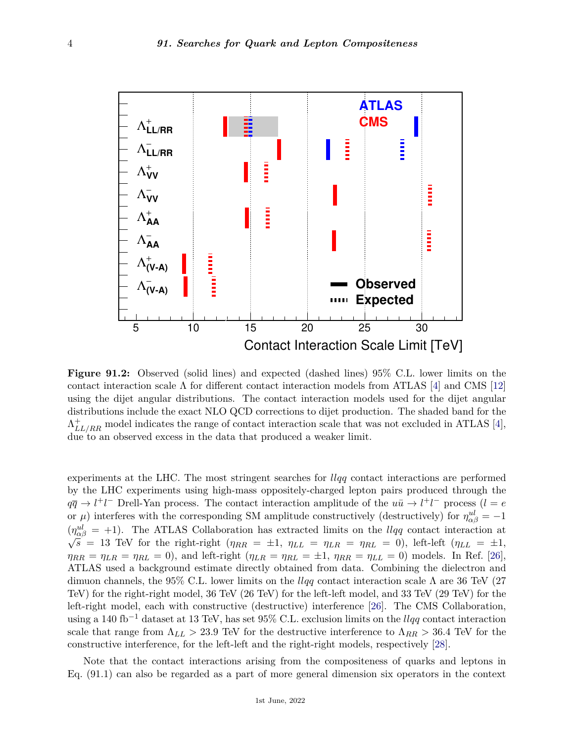Figure 91.2: Observed (solid lines) and expected (dashed lines) 95% C.L. lower limits on the contact interaction scale $\Lambda$ for different contact interaction models from ATLAS [4] and CMS [12] using the dijet angular distributions. The contact interaction models used for the dijet angular distributions include the exact NLO QCD corrections to dijet production. The shaded band for the $\Lambda^{+}_{LL/RR}$ model indicates the range of contact interaction scale that was not excluded in ATLAS [4], due to an observed excess in the data that produced a weaker limit.

experiments at the LHC. The most stringent searches for $llqq$ contact interactions are performed by the LHC experiments using high-mass oppositely-charged lepton pairs produced through the $q\bar{q} \to l^+l^-$ Drell-Yan process. The contact interaction amplitude of the $u\bar{u} \to l^+l^-$ process ($l = e$ or $\mu$) interferes with the corresponding SM amplitude constructively (destructively) for $\eta^{ul}_{\alpha\beta} = -1$ ($\eta^{ul}_{\alpha\beta} = +1$). The ATLAS Collaboration has extracted limits on the $llqq$ contact interaction at $\sqrt{s} = 13$ TeV for the right-right ($\eta_{RR} = \pm 1$, $\eta_{LL} = \eta_{LR} = \eta_{RL} = 0$), left-left ($\eta_{LL} = \pm 1$, $\eta_{RR} = \eta_{LR} = \eta_{RL} = 0$), and left-right ($\eta_{LR} = \eta_{RL} = \pm 1$, $\eta_{RR} = \eta_{LL} = 0$) models. In Ref. [26], ATLAS used a background estimate directly obtained from data. Combining the dielectron and dimuon channels, the 95% C.L. lower limits on the $llqq$ contact interaction scale $\Lambda$ are 36 TeV (27 TeV) for the right-right model, 36 TeV (26 TeV) for the left-left model, and 33 TeV (29 TeV) for the left-right model, each with constructive (destructive) interference [26]. The CMS Collaboration, using a 140 fb$^{-1}$ dataset at 13 TeV, has set 95% C.L. exclusion limits on the $llqq$ contact interaction scale that range from $\Lambda_{LL} > 23.9$ TeV for the destructive interference to $\Lambda_{RR} > 36.4$ TeV for the constructive interference, for the left-left and the right-right models, respectively [28].

Note that the contact interactions arising from the compositeness of quarks and leptons in Eq. (91.1) can also be regarded as a part of more general dimension six operators in the context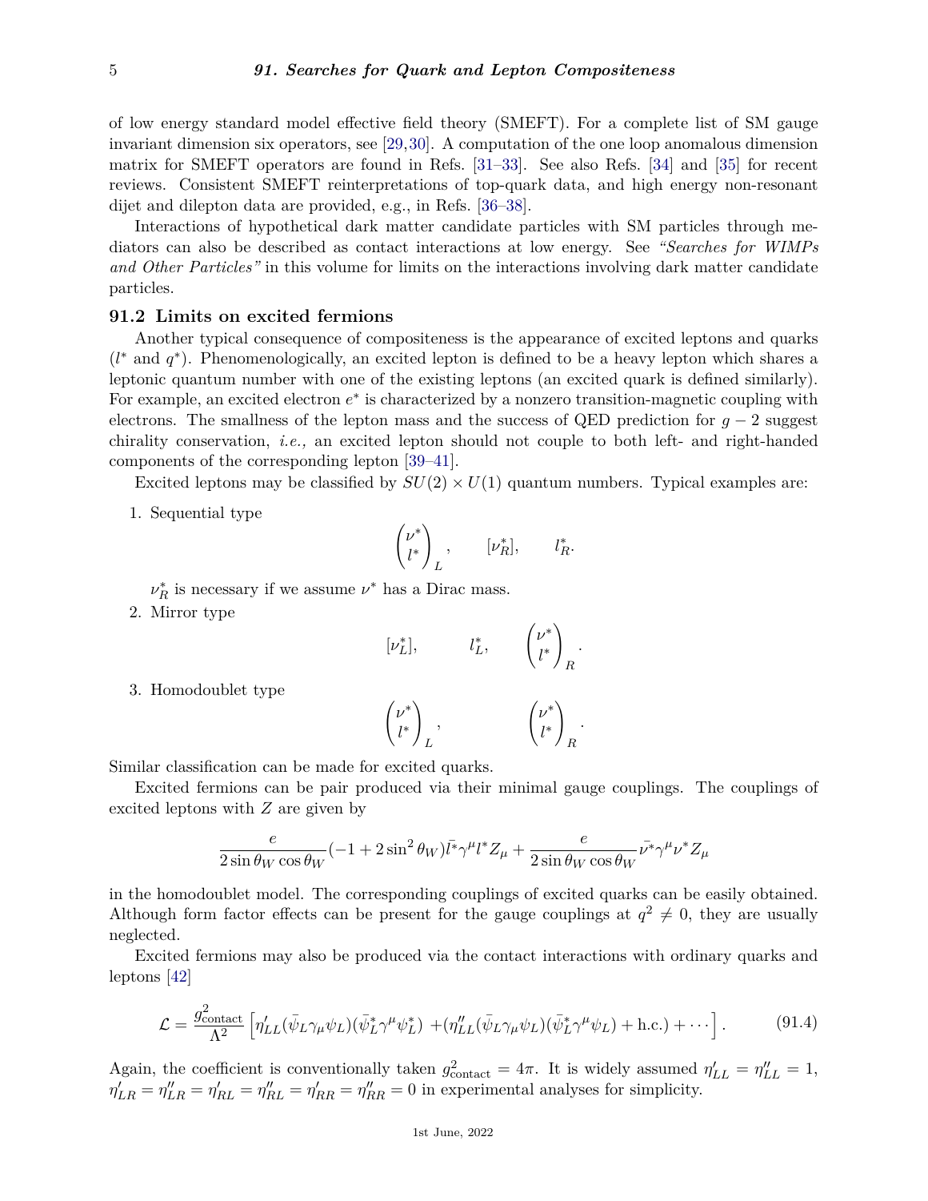of low energy standard model effective field theory (SMEFT). For a complete list of SM gauge invariant dimension six operators, see [29,30]. A computation of the one loop anomalous dimension matrix for SMEFT operators are found in Refs. [31–33]. See also Refs. [34] and [35] for recent reviews. Consistent SMEFT reinterpretations of top-quark data, and high energy non-resonant dijet and dilepton data are provided, e.g., in Refs. [36–38].

Interactions of hypothetical dark matter candidate particles with SM particles through mediators can also be described as contact interactions at low energy. See *"Searches for WIMPs and Other Particles"* in this volume for limits on the interactions involving dark matter candidate particles.

## 91.2 Limits on excited fermions

Another typical consequence of compositeness is the appearance of excited leptons and quarks ($l^*$ and $q^*$). Phenomenologically, an excited lepton is defined to be a heavy lepton which shares a leptonic quantum number with one of the existing leptons (an excited quark is defined similarly). For example, an excited electron $e^*$ is characterized by a nonzero transition-magnetic coupling with electrons. The smallness of the lepton mass and the success of QED prediction for $g-2$ suggest chirality conservation, *i.e.,* an excited lepton should not couple to both left- and right-handed components of the corresponding lepton [39–41].

Excited leptons may be classified by $SU(2) \times U(1)$ quantum numbers. Typical examples are:

1. Sequential type
$$\begin{pmatrix} \nu^* \\ l^* \end{pmatrix}_L, \qquad [\nu^*_R], \qquad l^*_R.$$
$\nu^*_R$ is necessary if we assume $\nu^*$ has a Dirac mass.
2. Mirror type
$$[\nu^*_L], \qquad l^*_L, \qquad \begin{pmatrix} \nu^* \\ l^* \end{pmatrix}_R.$$
3. Homodoublet type
$$\begin{pmatrix} \nu^* \\ l^* \end{pmatrix}_L, \qquad \begin{pmatrix} \nu^* \\ l^* \end{pmatrix}_R.$$

Similar classification can be made for excited quarks.

Excited fermions can be pair produced via their minimal gauge couplings. The couplings of excited leptons with $Z$ are given by

$$\frac{e}{2\sin\theta_W\cos\theta_W}(-1+2\sin^2\theta_W)\bar{l^*}\gamma^\mu l^* Z_\mu + \frac{e}{2\sin\theta_W\cos\theta_W}\bar{\nu^*}\gamma^\mu \nu^* Z_\mu$$

in the homodoublet model. The corresponding couplings of excited quarks can be easily obtained. Although form factor effects can be present for the gauge couplings at $q^2 \neq 0$, they are usually neglected.

Excited fermions may also be produced via the contact interactions with ordinary quarks and leptons [42]

$$\mathcal{L} = \frac{g^2_{\rm contact}}{\Lambda^2}\left[\eta'_{LL}(\bar{\psi}_L\gamma_\mu\psi_L)(\bar{\psi}^*_L\gamma^\mu\psi^*_L) + (\eta''_{LL}(\bar{\psi}_L\gamma_\mu\psi_L)(\bar{\psi}^*_L\gamma^\mu\psi_L) + {\rm h.c.}) + \cdots\right]. \qquad (91.4)$$

Again, the coefficient is conventionally taken $g^2_{\rm contact} = 4\pi$. It is widely assumed $\eta'_{LL} = \eta''_{LL} = 1$, $\eta'_{LR} = \eta''_{LR} = \eta'_{RL} = \eta''_{RL} = \eta'_{RR} = \eta''_{RR} = 0$ in experimental analyses for simplicity.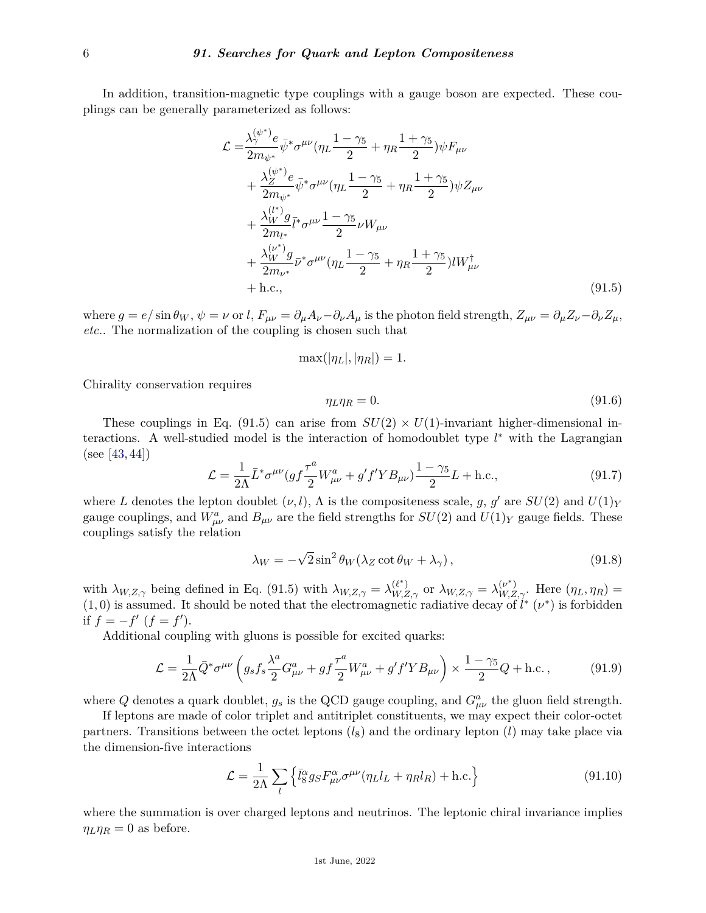In addition, transition-magnetic type couplings with a gauge boson are expected. These couplings can be generally parameterized as follows:

$$
\begin{aligned}
\mathcal{L} =& \frac{\lambda_\gamma^{(\psi^*)} e}{2m_{\psi^*}} \bar{\psi}^* \sigma^{\mu\nu} (\eta_L \frac{1-\gamma_5}{2} + \eta_R \frac{1+\gamma_5}{2}) \psi F_{\mu\nu} \\
&+ \frac{\lambda_Z^{(\psi^*)} e}{2m_{\psi^*}} \bar{\psi}^* \sigma^{\mu\nu} (\eta_L \frac{1-\gamma_5}{2} + \eta_R \frac{1+\gamma_5}{2}) \psi Z_{\mu\nu} \\
&+ \frac{\lambda_W^{(l^*)} g}{2m_{l^*}} \bar{l}^* \sigma^{\mu\nu} \frac{1-\gamma_5}{2} \nu W_{\mu\nu} \\
&+ \frac{\lambda_W^{(\nu^*)} g}{2m_{\nu^*}} \bar{\nu}^* \sigma^{\mu\nu} (\eta_L \frac{1-\gamma_5}{2} + \eta_R \frac{1+\gamma_5}{2}) l W_{\mu\nu}^\dagger \\
&+ \text{h.c.},
\end{aligned}
\tag{91.5}
$$

where $g = e/\sin\theta_W$, $\psi = \nu$ or $l$, $F_{\mu\nu} = \partial_\mu A_\nu - \partial_\nu A_\mu$ is the photon field strength, $Z_{\mu\nu} = \partial_\mu Z_\nu - \partial_\nu Z_\mu$, *etc.*. The normalization of the coupling is chosen such that

$$\max(|\eta_L|, |\eta_R|) = 1.$$

Chirality conservation requires

$$\eta_L \eta_R = 0. \tag{91.6}$$

These couplings in Eq. (91.5) can arise from $SU(2) \times U(1)$-invariant higher-dimensional interactions. A well-studied model is the interaction of homodoublet type $l^*$ with the Lagrangian (see [43, 44])

$$\mathcal{L} = \frac{1}{2\Lambda} \bar{L}^* \sigma^{\mu\nu} (g f \frac{\tau^a}{2} W_{\mu\nu}^a + g' f' Y B_{\mu\nu}) \frac{1-\gamma_5}{2} L + \text{h.c.}, \tag{91.7}$$

where $L$ denotes the lepton doublet $(\nu, l)$, $\Lambda$ is the compositeness scale, $g$, $g'$ are $SU(2)$ and $U(1)_Y$ gauge couplings, and $W_{\mu\nu}^a$ and $B_{\mu\nu}$ are the field strengths for $SU(2)$ and $U(1)_Y$ gauge fields. These couplings satisfy the relation

$$\lambda_W = -\sqrt{2} \sin^2\theta_W (\lambda_Z \cot\theta_W + \lambda_\gamma), \tag{91.8}$$

with $\lambda_{W,Z,\gamma}$ being defined in Eq. (91.5) with $\lambda_{W,Z,\gamma} = \lambda_{W,Z,\gamma}^{(\ell^*)}$ or $\lambda_{W,Z,\gamma} = \lambda_{W,Z,\gamma}^{(\nu^*)}$. Here $(\eta_L, \eta_R) = (1, 0)$ is assumed. It should be noted that the electromagnetic radiative decay of $l^*$ ($\nu^*$) is forbidden if $f = -f'$ ($f = f'$).

Additional coupling with gluons is possible for excited quarks:

$$\mathcal{L} = \frac{1}{2\Lambda} \bar{Q}^* \sigma^{\mu\nu} \left( g_s f_s \frac{\lambda^a}{2} G_{\mu\nu}^a + g f \frac{\tau^a}{2} W_{\mu\nu}^a + g' f' Y B_{\mu\nu} \right) \times \frac{1-\gamma_5}{2} Q + \text{h.c.}, \tag{91.9}$$

where $Q$ denotes a quark doublet, $g_s$ is the QCD gauge coupling, and $G_{\mu\nu}^a$ the gluon field strength.

If leptons are made of color triplet and antitriplet constituents, we may expect their color-octet partners. Transitions between the octet leptons ($l_8$) and the ordinary lepton ($l$) may take place via the dimension-five interactions

$$\mathcal{L} = \frac{1}{2\Lambda} \sum_l \left\{ \bar{l}_8^\alpha g_S F_{\mu\nu}^\alpha \sigma^{\mu\nu} (\eta_L l_L + \eta_R l_R) + \text{h.c.} \right\} \tag{91.10}$$

where the summation is over charged leptons and neutrinos. The leptonic chiral invariance implies $\eta_L \eta_R = 0$ as before.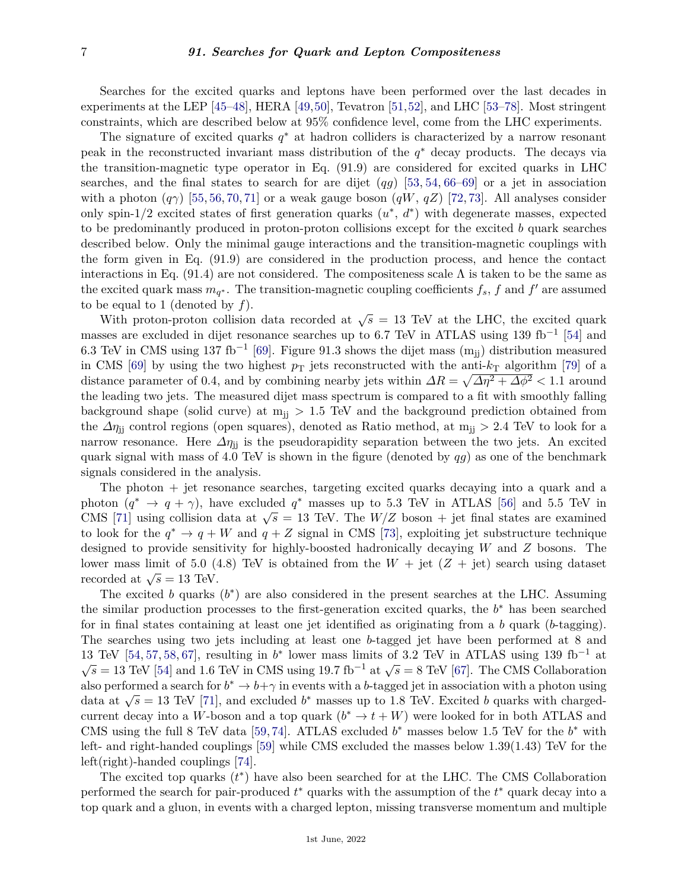Searches for the excited quarks and leptons have been performed over the last decades in experiments at the LEP [45–48], HERA [49,50], Tevatron [51,52], and LHC [53–78]. Most stringent constraints, which are described below at 95% confidence level, come from the LHC experiments.

The signature of excited quarks $q^*$ at hadron colliders is characterized by a narrow resonant peak in the reconstructed invariant mass distribution of the $q^*$ decay products. The decays via the transition-magnetic type operator in Eq. (91.9) are considered for excited quarks in LHC searches, and the final states to search for are dijet ($qg$) [53, 54, 66–69] or a jet in association with a photon ($q\gamma$) [55, 56, 70, 71] or a weak gauge boson ($qW$, $qZ$) [72, 73]. All analyses consider only spin-1/2 excited states of first generation quarks ($u^*$, $d^*$) with degenerate masses, expected to be predominantly produced in proton-proton collisions except for the excited $b$ quark searches described below. Only the minimal gauge interactions and the transition-magnetic couplings with the form given in Eq. (91.9) are considered in the production process, and hence the contact interactions in Eq. (91.4) are not considered. The compositeness scale $\Lambda$ is taken to be the same as the excited quark mass $m_{q^*}$. The transition-magnetic coupling coefficients $f_s$, $f$ and $f'$ are assumed to be equal to 1 (denoted by $f$).

With proton-proton collision data recorded at $\sqrt{s} = 13$ TeV at the LHC, the excited quark masses are excluded in dijet resonance searches up to 6.7 TeV in ATLAS using 139 fb$^{-1}$ [54] and 6.3 TeV in CMS using 137 fb$^{-1}$ [69]. Figure 91.3 shows the dijet mass ($\mathrm{m_{jj}}$) distribution measured in CMS [69] by using the two highest $p_{\mathrm{T}}$ jets reconstructed with the anti-$k_{\mathrm{T}}$ algorithm [79] of a distance parameter of 0.4, and by combining nearby jets within $\Delta R = \sqrt{\Delta\eta^2 + \Delta\phi^2} < 1.1$ around the leading two jets. The measured dijet mass spectrum is compared to a fit with smoothly falling background shape (solid curve) at $\mathrm{m_{jj}} > 1.5$ TeV and the background prediction obtained from the $\Delta\eta_{\mathrm{jj}}$ control regions (open squares), denoted as Ratio method, at $\mathrm{m_{jj}} > 2.4$ TeV to look for a narrow resonance. Here $\Delta\eta_{\mathrm{jj}}$ is the pseudorapidity separation between the two jets. An excited quark signal with mass of 4.0 TeV is shown in the figure (denoted by $qg$) as one of the benchmark signals considered in the analysis.

The photon + jet resonance searches, targeting excited quarks decaying into a quark and a photon ($q^* \to q + \gamma$), have excluded $q^*$ masses up to 5.3 TeV in ATLAS [56] and 5.5 TeV in CMS [71] using collision data at $\sqrt{s} = 13$ TeV. The $W/Z$ boson + jet final states are examined to look for the $q^* \to q + W$ and $q + Z$ signal in CMS [73], exploiting jet substructure technique designed to provide sensitivity for highly-boosted hadronically decaying $W$ and $Z$ bosons. The lower mass limit of 5.0 (4.8) TeV is obtained from the $W$ + jet ($Z$ + jet) search using dataset recorded at $\sqrt{s} = 13$ TeV.

The excited $b$ quarks ($b^*$) are also considered in the present searches at the LHC. Assuming the similar production processes to the first-generation excited quarks, the $b^*$ has been searched for in final states containing at least one jet identified as originating from a $b$ quark ($b$-tagging). The searches using two jets including at least one $b$-tagged jet have been performed at 8 and 13 TeV [54, 57, 58, 67], resulting in $b^*$ lower mass limits of 3.2 TeV in ATLAS using 139 fb$^{-1}$ at $\sqrt{s} = 13$ TeV [54] and 1.6 TeV in CMS using 19.7 fb$^{-1}$ at $\sqrt{s} = 8$ TeV [67]. The CMS Collaboration also performed a search for $b^* \to b+\gamma$ in events with a $b$-tagged jet in association with a photon using data at $\sqrt{s} = 13$ TeV [71], and excluded $b^*$ masses up to 1.8 TeV. Excited $b$ quarks with charged-current decay into a $W$-boson and a top quark ($b^* \to t + W$) were looked for in both ATLAS and CMS using the full 8 TeV data [59, 74]. ATLAS excluded $b^*$ masses below 1.5 TeV for the $b^*$ with left- and right-handed couplings [59] while CMS excluded the masses below 1.39(1.43) TeV for the left(right)-handed couplings [74].

The excited top quarks ($t^*$) have also been searched for at the LHC. The CMS Collaboration performed the search for pair-produced $t^*$ quarks with the assumption of the $t^*$ quark decay into a top quark and a gluon, in events with a charged lepton, missing transverse momentum and multiple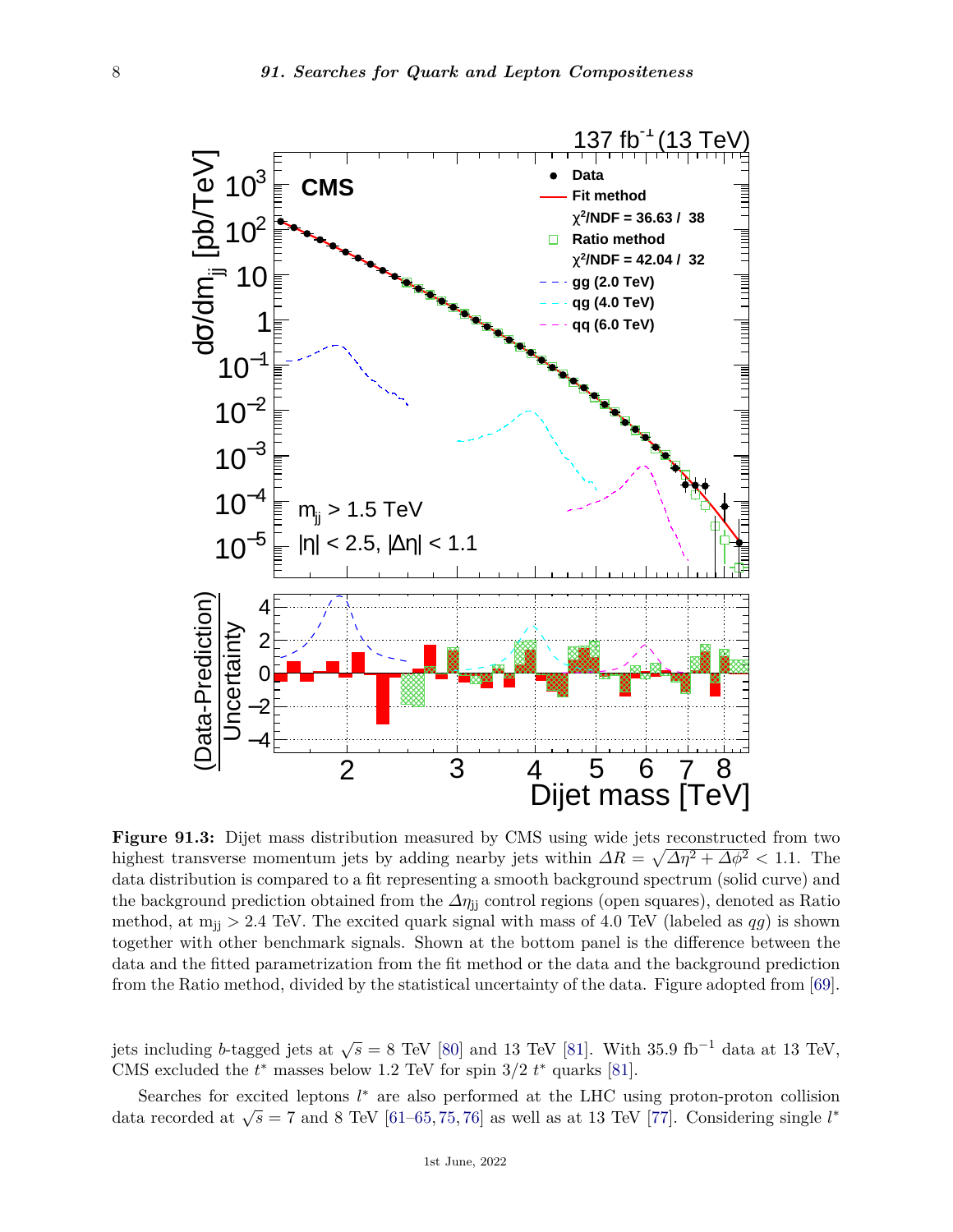**Figure 91.3:** Dijet mass distribution measured by CMS using wide jets reconstructed from two highest transverse momentum jets by adding nearby jets within $\Delta R = \sqrt{\Delta\eta^2 + \Delta\phi^2} < 1.1$. The data distribution is compared to a fit representing a smooth background spectrum (solid curve) and the background prediction obtained from the $\Delta\eta_{\rm jj}$ control regions (open squares), denoted as Ratio method, at $m_{\rm jj} > 2.4$ TeV. The excited quark signal with mass of 4.0 TeV (labeled as $qg$) is shown together with other benchmark signals. Shown at the bottom panel is the difference between the data and the fitted parametrization from the fit method or the data and the background prediction from the Ratio method, divided by the statistical uncertainty of the data. Figure adopted from [69].

jets including $b$-tagged jets at $\sqrt{s} = 8$ TeV [80] and 13 TeV [81]. With 35.9 fb$^{-1}$ data at 13 TeV, CMS excluded the $t^*$ masses below 1.2 TeV for spin 3/2 $t^*$ quarks [81].

Searches for excited leptons $l^*$ are also performed at the LHC using proton-proton collision data recorded at $\sqrt{s} = 7$ and 8 TeV [61–65, 75, 76] as well as at 13 TeV [77]. Considering single $l^*$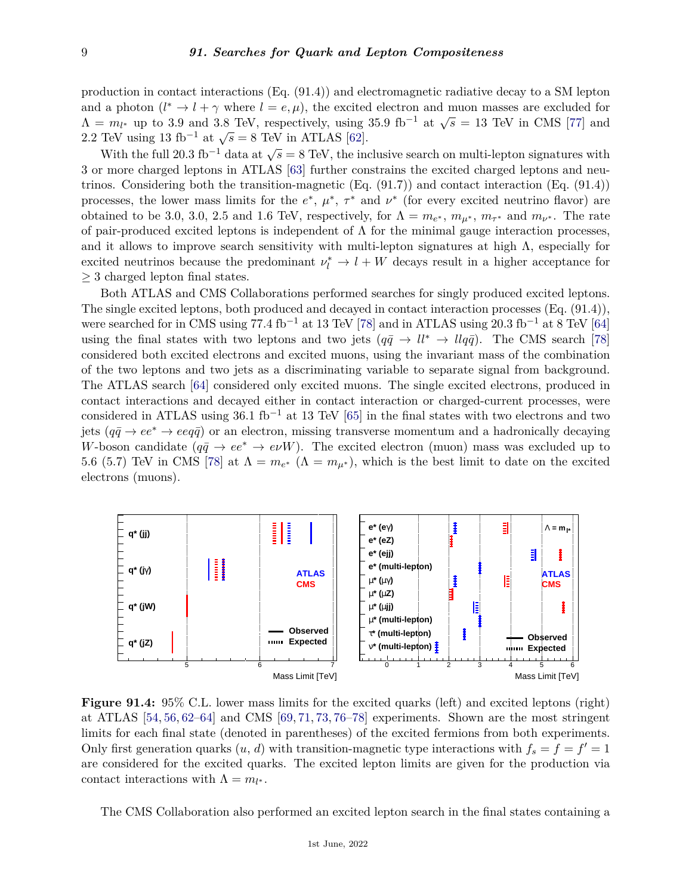production in contact interactions (Eq. (91.4)) and electromagnetic radiative decay to a SM lepton and a photon ($l^* \to l + \gamma$ where $l = e, \mu$), the excited electron and muon masses are excluded for $\Lambda = m_{l^*}$ up to 3.9 and 3.8 TeV, respectively, using 35.9 fb$^{-1}$ at $\sqrt{s} = 13$ TeV in CMS [77] and 2.2 TeV using 13 fb$^{-1}$ at $\sqrt{s} = 8$ TeV in ATLAS [62].

With the full 20.3 fb$^{-1}$ data at $\sqrt{s} = 8$ TeV, the inclusive search on multi-lepton signatures with 3 or more charged leptons in ATLAS [63] further constrains the excited charged leptons and neutrinos. Considering both the transition-magnetic (Eq. (91.7)) and contact interaction (Eq. (91.4)) processes, the lower mass limits for the $e^*$, $\mu^*$, $\tau^*$ and $\nu^*$ (for every excited neutrino flavor) are obtained to be 3.0, 3.0, 2.5 and 1.6 TeV, respectively, for $\Lambda = m_{e^*}$, $m_{\mu^*}$, $m_{\tau^*}$ and $m_{\nu^*}$. The rate of pair-produced excited leptons is independent of $\Lambda$ for the minimal gauge interaction processes, and it allows to improve search sensitivity with multi-lepton signatures at high $\Lambda$, especially for excited neutrinos because the predominant $\nu_l^* \to l + W$ decays result in a higher acceptance for $\geq 3$ charged lepton final states.

Both ATLAS and CMS Collaborations performed searches for singly produced excited leptons. The single excited leptons, both produced and decayed in contact interaction processes (Eq. (91.4)), were searched for in CMS using 77.4 fb$^{-1}$ at 13 TeV [78] and in ATLAS using 20.3 fb$^{-1}$ at 8 TeV [64] using the final states with two leptons and two jets ($q\bar{q} \to ll^* \to llq\bar{q}$). The CMS search [78] considered both excited electrons and excited muons, using the invariant mass of the combination of the two leptons and two jets as a discriminating variable to separate signal from background. The ATLAS search [64] considered only excited muons. The single excited electrons, produced in contact interactions and decayed either in contact interaction or charged-current processes, were considered in ATLAS using 36.1 fb$^{-1}$ at 13 TeV [65] in the final states with two electrons and two jets ($q\bar{q} \to ee^* \to eeq\bar{q}$) or an electron, missing transverse momentum and a hadronically decaying $W$-boson candidate ($q\bar{q} \to ee^* \to e\nu W$). The excited electron (muon) mass was excluded up to 5.6 (5.7) TeV in CMS [78] at $\Lambda = m_{e^*}$ ($\Lambda = m_{\mu^*}$), which is the best limit to date on the excited electrons (muons).

**Figure 91.4:** 95% C.L. lower mass limits for the excited quarks (left) and excited leptons (right) at ATLAS [54, 56, 62–64] and CMS [69, 71, 73, 76–78] experiments. Shown are the most stringent limits for each final state (denoted in parentheses) of the excited fermions from both experiments. Only first generation quarks ($u$, $d$) with transition-magnetic type interactions with $f_s = f = f' = 1$ are considered for the excited quarks. The excited lepton limits are given for the production via contact interactions with $\Lambda = m_{l^*}$.

The CMS Collaboration also performed an excited lepton search in the final states containing a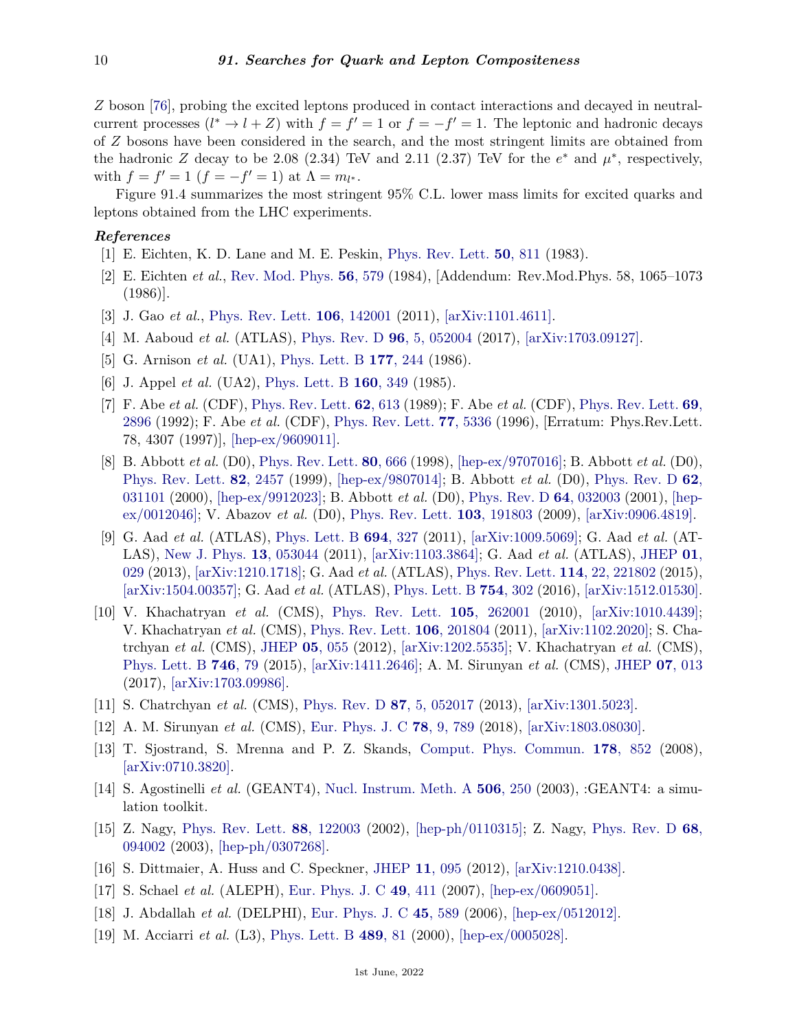$Z$ boson [76], probing the excited leptons produced in contact interactions and decayed in neutral-current processes ($l^* \to l + Z$) with $f = f' = 1$ or $f = -f' = 1$. The leptonic and hadronic decays of $Z$ bosons have been considered in the search, and the most stringent limits are obtained from the hadronic $Z$ decay to be 2.08 (2.34) TeV and 2.11 (2.37) TeV for the $e^*$ and $\mu^*$, respectively, with $f = f' = 1$ ($f = -f' = 1$) at $\Lambda = m_{l^*}$.

Figure 91.4 summarizes the most stringent 95% C.L. lower mass limits for excited quarks and leptons obtained from the LHC experiments.

***References***

[1] E. Eichten, K. D. Lane and M. E. Peskin, Phys. Rev. Lett. **50**, 811 (1983).

[2] E. Eichten *et al.*, Rev. Mod. Phys. **56**, 579 (1984), [Addendum: Rev.Mod.Phys. 58, 1065–1073 (1986)].

[3] J. Gao *et al.*, Phys. Rev. Lett. **106**, 142001 (2011), [arXiv:1101.4611].

[4] M. Aaboud *et al.* (ATLAS), Phys. Rev. D **96**, 5, 052004 (2017), [arXiv:1703.09127].

[5] G. Arnison *et al.* (UA1), Phys. Lett. B **177**, 244 (1986).

[6] J. Appel *et al.* (UA2), Phys. Lett. B **160**, 349 (1985).

[7] F. Abe *et al.* (CDF), Phys. Rev. Lett. **62**, 613 (1989); F. Abe *et al.* (CDF), Phys. Rev. Lett. **69**, 2896 (1992); F. Abe *et al.* (CDF), Phys. Rev. Lett. **77**, 5336 (1996), [Erratum: Phys.Rev.Lett. 78, 4307 (1997)], [hep-ex/9609011].

[8] B. Abbott *et al.* (D0), Phys. Rev. Lett. **80**, 666 (1998), [hep-ex/9707016]; B. Abbott *et al.* (D0), Phys. Rev. Lett. **82**, 2457 (1999), [hep-ex/9807014]; B. Abbott *et al.* (D0), Phys. Rev. D **62**, 031101 (2000), [hep-ex/9912023]; B. Abbott *et al.* (D0), Phys. Rev. D **64**, 032003 (2001), [hep-ex/0012046]; V. Abazov *et al.* (D0), Phys. Rev. Lett. **103**, 191803 (2009), [arXiv:0906.4819].

[9] G. Aad *et al.* (ATLAS), Phys. Lett. B **694**, 327 (2011), [arXiv:1009.5069]; G. Aad *et al.* (ATLAS), New J. Phys. **13**, 053044 (2011), [arXiv:1103.3864]; G. Aad *et al.* (ATLAS), JHEP **01**, 029 (2013), [arXiv:1210.1718]; G. Aad *et al.* (ATLAS), Phys. Rev. Lett. **114**, 22, 221802 (2015), [arXiv:1504.00357]; G. Aad *et al.* (ATLAS), Phys. Lett. B **754**, 302 (2016), [arXiv:1512.01530].

[10] V. Khachatryan *et al.* (CMS), Phys. Rev. Lett. **105**, 262001 (2010), [arXiv:1010.4439]; V. Khachatryan *et al.* (CMS), Phys. Rev. Lett. **106**, 201804 (2011), [arXiv:1102.2020]; S. Chatrchyan *et al.* (CMS), JHEP **05**, 055 (2012), [arXiv:1202.5535]; V. Khachatryan *et al.* (CMS), Phys. Lett. B **746**, 79 (2015), [arXiv:1411.2646]; A. M. Sirunyan *et al.* (CMS), JHEP **07**, 013 (2017), [arXiv:1703.09986].

[11] S. Chatrchyan *et al.* (CMS), Phys. Rev. D **87**, 5, 052017 (2013), [arXiv:1301.5023].

[12] A. M. Sirunyan *et al.* (CMS), Eur. Phys. J. C **78**, 9, 789 (2018), [arXiv:1803.08030].

[13] T. Sjostrand, S. Mrenna and P. Z. Skands, Comput. Phys. Commun. **178**, 852 (2008), [arXiv:0710.3820].

[14] S. Agostinelli *et al.* (GEANT4), Nucl. Instrum. Meth. A **506**, 250 (2003), :GEANT4: a simulation toolkit.

[15] Z. Nagy, Phys. Rev. Lett. **88**, 122003 (2002), [hep-ph/0110315]; Z. Nagy, Phys. Rev. D **68**, 094002 (2003), [hep-ph/0307268].

[16] S. Dittmaier, A. Huss and C. Speckner, JHEP **11**, 095 (2012), [arXiv:1210.0438].

[17] S. Schael *et al.* (ALEPH), Eur. Phys. J. C **49**, 411 (2007), [hep-ex/0609051].

[18] J. Abdallah *et al.* (DELPHI), Eur. Phys. J. C **45**, 589 (2006), [hep-ex/0512012].

[19] M. Acciarri *et al.* (L3), Phys. Lett. B **489**, 81 (2000), [hep-ex/0005028].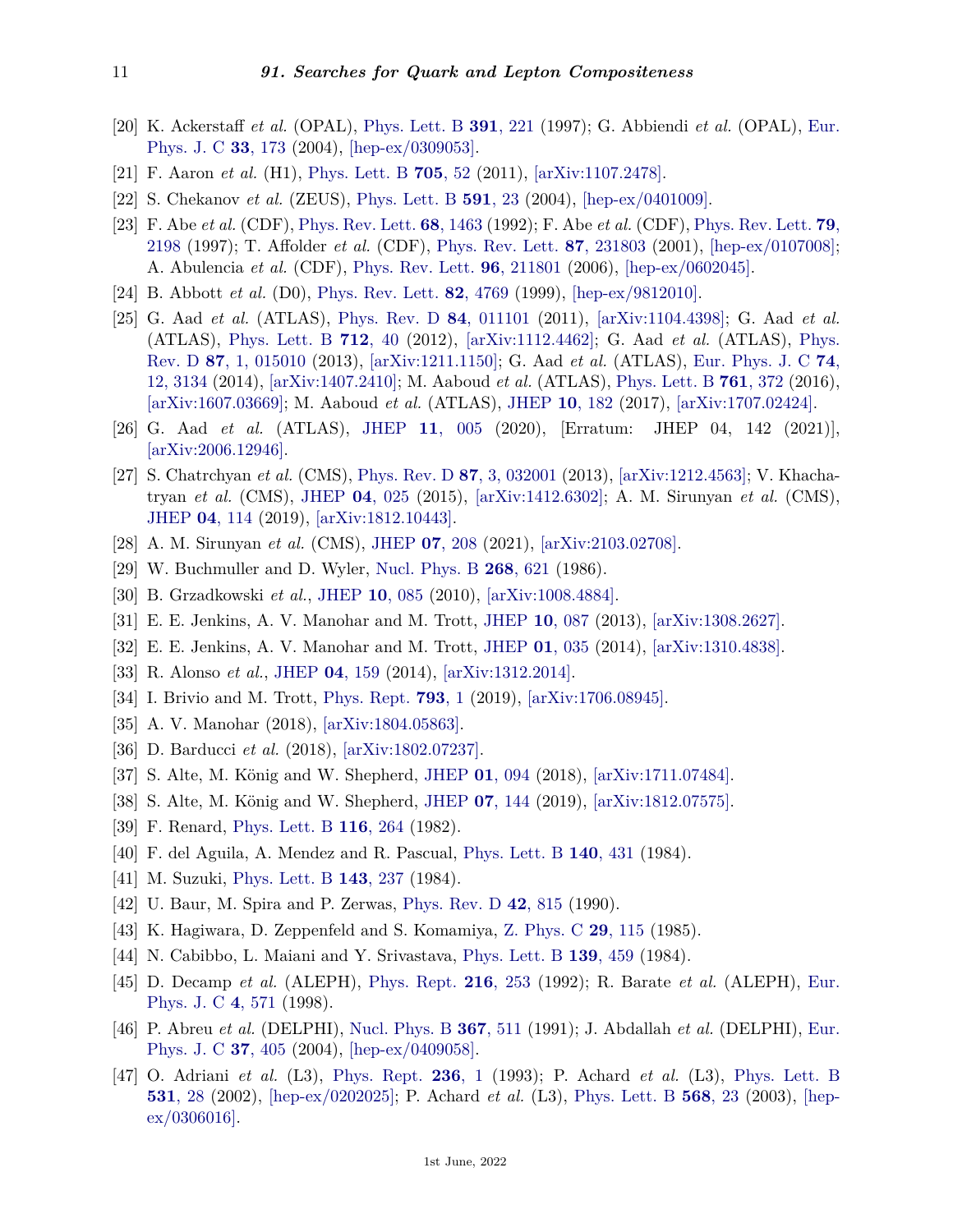[20] K. Ackerstaff *et al.* (OPAL), Phys. Lett. B **391**, 221 (1997); G. Abbiendi *et al.* (OPAL), Eur. Phys. J. C **33**, 173 (2004), [hep-ex/0309053].

[21] F. Aaron *et al.* (H1), Phys. Lett. B **705**, 52 (2011), [arXiv:1107.2478].

[22] S. Chekanov *et al.* (ZEUS), Phys. Lett. B **591**, 23 (2004), [hep-ex/0401009].

[23] F. Abe *et al.* (CDF), Phys. Rev. Lett. **68**, 1463 (1992); F. Abe *et al.* (CDF), Phys. Rev. Lett. **79**, 2198 (1997); T. Affolder *et al.* (CDF), Phys. Rev. Lett. **87**, 231803 (2001), [hep-ex/0107008]; A. Abulencia *et al.* (CDF), Phys. Rev. Lett. **96**, 211801 (2006), [hep-ex/0602045].

[24] B. Abbott *et al.* (D0), Phys. Rev. Lett. **82**, 4769 (1999), [hep-ex/9812010].

[25] G. Aad *et al.* (ATLAS), Phys. Rev. D **84**, 011101 (2011), [arXiv:1104.4398]; G. Aad *et al.* (ATLAS), Phys. Lett. B **712**, 40 (2012), [arXiv:1112.4462]; G. Aad *et al.* (ATLAS), Phys. Rev. D **87**, 1, 015010 (2013), [arXiv:1211.1150]; G. Aad *et al.* (ATLAS), Eur. Phys. J. C **74**, 12, 3134 (2014), [arXiv:1407.2410]; M. Aaboud *et al.* (ATLAS), Phys. Lett. B **761**, 372 (2016), [arXiv:1607.03669]; M. Aaboud *et al.* (ATLAS), JHEP **10**, 182 (2017), [arXiv:1707.02424].

[26] G. Aad *et al.* (ATLAS), JHEP **11**, 005 (2020), [Erratum: JHEP 04, 142 (2021)], [arXiv:2006.12946].

[27] S. Chatrchyan *et al.* (CMS), Phys. Rev. D **87**, 3, 032001 (2013), [arXiv:1212.4563]; V. Khachatryan *et al.* (CMS), JHEP **04**, 025 (2015), [arXiv:1412.6302]; A. M. Sirunyan *et al.* (CMS), JHEP **04**, 114 (2019), [arXiv:1812.10443].

[28] A. M. Sirunyan *et al.* (CMS), JHEP **07**, 208 (2021), [arXiv:2103.02708].

[29] W. Buchmuller and D. Wyler, Nucl. Phys. B **268**, 621 (1986).

[30] B. Grzadkowski *et al.*, JHEP **10**, 085 (2010), [arXiv:1008.4884].

[31] E. E. Jenkins, A. V. Manohar and M. Trott, JHEP **10**, 087 (2013), [arXiv:1308.2627].

[32] E. E. Jenkins, A. V. Manohar and M. Trott, JHEP **01**, 035 (2014), [arXiv:1310.4838].

[33] R. Alonso *et al.*, JHEP **04**, 159 (2014), [arXiv:1312.2014].

[34] I. Brivio and M. Trott, Phys. Rept. **793**, 1 (2019), [arXiv:1706.08945].

[35] A. V. Manohar (2018), [arXiv:1804.05863].

[36] D. Barducci *et al.* (2018), [arXiv:1802.07237].

[37] S. Alte, M. König and W. Shepherd, JHEP **01**, 094 (2018), [arXiv:1711.07484].

[38] S. Alte, M. König and W. Shepherd, JHEP **07**, 144 (2019), [arXiv:1812.07575].

[39] F. Renard, Phys. Lett. B **116**, 264 (1982).

[40] F. del Aguila, A. Mendez and R. Pascual, Phys. Lett. B **140**, 431 (1984).

[41] M. Suzuki, Phys. Lett. B **143**, 237 (1984).

[42] U. Baur, M. Spira and P. Zerwas, Phys. Rev. D **42**, 815 (1990).

[43] K. Hagiwara, D. Zeppenfeld and S. Komamiya, Z. Phys. C **29**, 115 (1985).

[44] N. Cabibbo, L. Maiani and Y. Srivastava, Phys. Lett. B **139**, 459 (1984).

[45] D. Decamp *et al.* (ALEPH), Phys. Rept. **216**, 253 (1992); R. Barate *et al.* (ALEPH), Eur. Phys. J. C **4**, 571 (1998).

[46] P. Abreu *et al.* (DELPHI), Nucl. Phys. B **367**, 511 (1991); J. Abdallah *et al.* (DELPHI), Eur. Phys. J. C **37**, 405 (2004), [hep-ex/0409058].

[47] O. Adriani *et al.* (L3), Phys. Rept. **236**, 1 (1993); P. Achard *et al.* (L3), Phys. Lett. B **531**, 28 (2002), [hep-ex/0202025]; P. Achard *et al.* (L3), Phys. Lett. B **568**, 23 (2003), [hep-ex/0306016].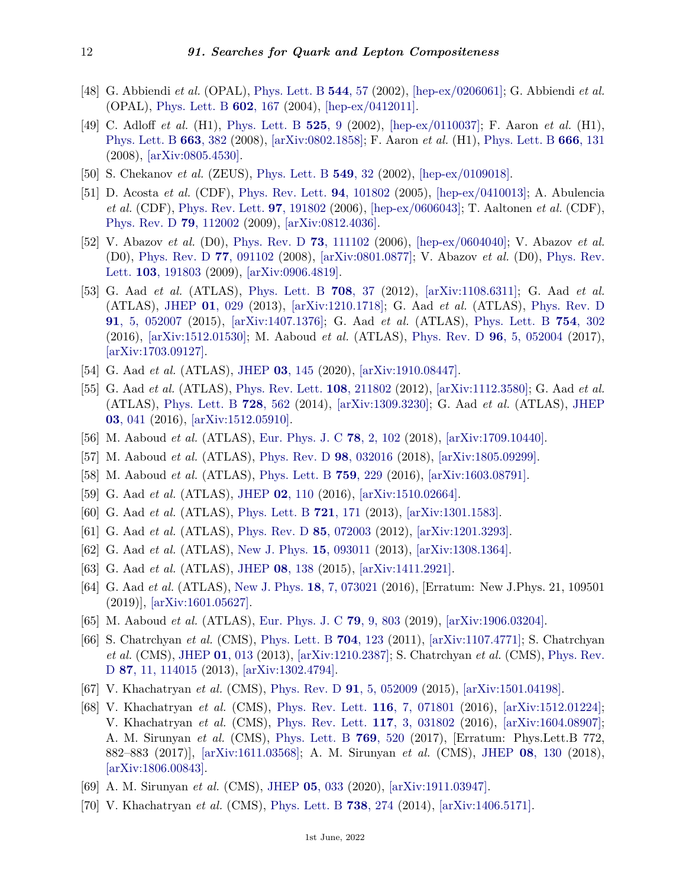[48] G. Abbiendi *et al.* (OPAL), Phys. Lett. B **544**, 57 (2002), [hep-ex/0206061]; G. Abbiendi *et al.* (OPAL), Phys. Lett. B **602**, 167 (2004), [hep-ex/0412011].

[49] C. Adloff *et al.* (H1), Phys. Lett. B **525**, 9 (2002), [hep-ex/0110037]; F. Aaron *et al.* (H1), Phys. Lett. B **663**, 382 (2008), [arXiv:0802.1858]; F. Aaron *et al.* (H1), Phys. Lett. B **666**, 131 (2008), [arXiv:0805.4530].

[50] S. Chekanov *et al.* (ZEUS), Phys. Lett. B **549**, 32 (2002), [hep-ex/0109018].

[51] D. Acosta *et al.* (CDF), Phys. Rev. Lett. **94**, 101802 (2005), [hep-ex/0410013]; A. Abulencia *et al.* (CDF), Phys. Rev. Lett. **97**, 191802 (2006), [hep-ex/0606043]; T. Aaltonen *et al.* (CDF), Phys. Rev. D **79**, 112002 (2009), [arXiv:0812.4036].

[52] V. Abazov *et al.* (D0), Phys. Rev. D **73**, 111102 (2006), [hep-ex/0604040]; V. Abazov *et al.* (D0), Phys. Rev. D **77**, 091102 (2008), [arXiv:0801.0877]; V. Abazov *et al.* (D0), Phys. Rev. Lett. **103**, 191803 (2009), [arXiv:0906.4819].

[53] G. Aad *et al.* (ATLAS), Phys. Lett. B **708**, 37 (2012), [arXiv:1108.6311]; G. Aad *et al.* (ATLAS), JHEP **01**, 029 (2013), [arXiv:1210.1718]; G. Aad *et al.* (ATLAS), Phys. Rev. D **91**, 5, 052007 (2015), [arXiv:1407.1376]; G. Aad *et al.* (ATLAS), Phys. Lett. B **754**, 302 (2016), [arXiv:1512.01530]; M. Aaboud *et al.* (ATLAS), Phys. Rev. D **96**, 5, 052004 (2017), [arXiv:1703.09127].

[54] G. Aad *et al.* (ATLAS), JHEP **03**, 145 (2020), [arXiv:1910.08447].

[55] G. Aad *et al.* (ATLAS), Phys. Rev. Lett. **108**, 211802 (2012), [arXiv:1112.3580]; G. Aad *et al.* (ATLAS), Phys. Lett. B **728**, 562 (2014), [arXiv:1309.3230]; G. Aad *et al.* (ATLAS), JHEP **03**, 041 (2016), [arXiv:1512.05910].

[56] M. Aaboud *et al.* (ATLAS), Eur. Phys. J. C **78**, 2, 102 (2018), [arXiv:1709.10440].

[57] M. Aaboud *et al.* (ATLAS), Phys. Rev. D **98**, 032016 (2018), [arXiv:1805.09299].

[58] M. Aaboud *et al.* (ATLAS), Phys. Lett. B **759**, 229 (2016), [arXiv:1603.08791].

[59] G. Aad *et al.* (ATLAS), JHEP **02**, 110 (2016), [arXiv:1510.02664].

[60] G. Aad *et al.* (ATLAS), Phys. Lett. B **721**, 171 (2013), [arXiv:1301.1583].

[61] G. Aad *et al.* (ATLAS), Phys. Rev. D **85**, 072003 (2012), [arXiv:1201.3293].

[62] G. Aad *et al.* (ATLAS), New J. Phys. **15**, 093011 (2013), [arXiv:1308.1364].

[63] G. Aad *et al.* (ATLAS), JHEP **08**, 138 (2015), [arXiv:1411.2921].

[64] G. Aad *et al.* (ATLAS), New J. Phys. **18**, 7, 073021 (2016), [Erratum: New J.Phys. 21, 109501 (2019)], [arXiv:1601.05627].

[65] M. Aaboud *et al.* (ATLAS), Eur. Phys. J. C **79**, 9, 803 (2019), [arXiv:1906.03204].

[66] S. Chatrchyan *et al.* (CMS), Phys. Lett. B **704**, 123 (2011), [arXiv:1107.4771]; S. Chatrchyan *et al.* (CMS), JHEP **01**, 013 (2013), [arXiv:1210.2387]; S. Chatrchyan *et al.* (CMS), Phys. Rev. D **87**, 11, 114015 (2013), [arXiv:1302.4794].

[67] V. Khachatryan *et al.* (CMS), Phys. Rev. D **91**, 5, 052009 (2015), [arXiv:1501.04198].

[68] V. Khachatryan *et al.* (CMS), Phys. Rev. Lett. **116**, 7, 071801 (2016), [arXiv:1512.01224]; V. Khachatryan *et al.* (CMS), Phys. Rev. Lett. **117**, 3, 031802 (2016), [arXiv:1604.08907]; A. M. Sirunyan *et al.* (CMS), Phys. Lett. B **769**, 520 (2017), [Erratum: Phys.Lett.B 772, 882–883 (2017)], [arXiv:1611.03568]; A. M. Sirunyan *et al.* (CMS), JHEP **08**, 130 (2018), [arXiv:1806.00843].

[69] A. M. Sirunyan *et al.* (CMS), JHEP **05**, 033 (2020), [arXiv:1911.03947].

[70] V. Khachatryan *et al.* (CMS), Phys. Lett. B **738**, 274 (2014), [arXiv:1406.5171].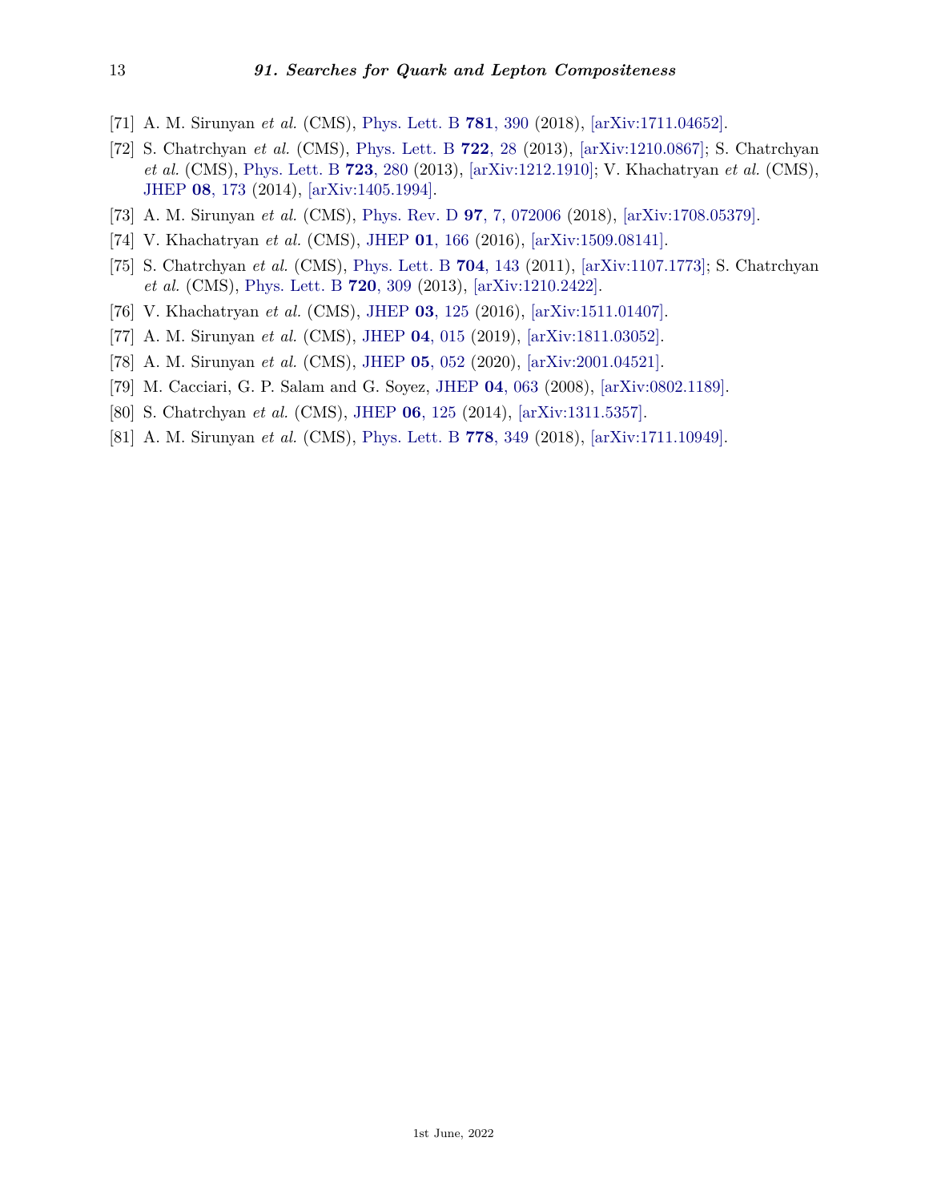[71] A. M. Sirunyan *et al.* (CMS), Phys. Lett. B **781**, 390 (2018), [arXiv:1711.04652].

[72] S. Chatrchyan *et al.* (CMS), Phys. Lett. B **722**, 28 (2013), [arXiv:1210.0867]; S. Chatrchyan *et al.* (CMS), Phys. Lett. B **723**, 280 (2013), [arXiv:1212.1910]; V. Khachatryan *et al.* (CMS), JHEP **08**, 173 (2014), [arXiv:1405.1994].

[73] A. M. Sirunyan *et al.* (CMS), Phys. Rev. D **97**, 7, 072006 (2018), [arXiv:1708.05379].

[74] V. Khachatryan *et al.* (CMS), JHEP **01**, 166 (2016), [arXiv:1509.08141].

[75] S. Chatrchyan *et al.* (CMS), Phys. Lett. B **704**, 143 (2011), [arXiv:1107.1773]; S. Chatrchyan *et al.* (CMS), Phys. Lett. B **720**, 309 (2013), [arXiv:1210.2422].

[76] V. Khachatryan *et al.* (CMS), JHEP **03**, 125 (2016), [arXiv:1511.01407].

[77] A. M. Sirunyan *et al.* (CMS), JHEP **04**, 015 (2019), [arXiv:1811.03052].

[78] A. M. Sirunyan *et al.* (CMS), JHEP **05**, 052 (2020), [arXiv:2001.04521].

[79] M. Cacciari, G. P. Salam and G. Soyez, JHEP **04**, 063 (2008), [arXiv:0802.1189].

[80] S. Chatrchyan *et al.* (CMS), JHEP **06**, 125 (2014), [arXiv:1311.5357].

[81] A. M. Sirunyan *et al.* (CMS), Phys. Lett. B **778**, 349 (2018), [arXiv:1711.10949].